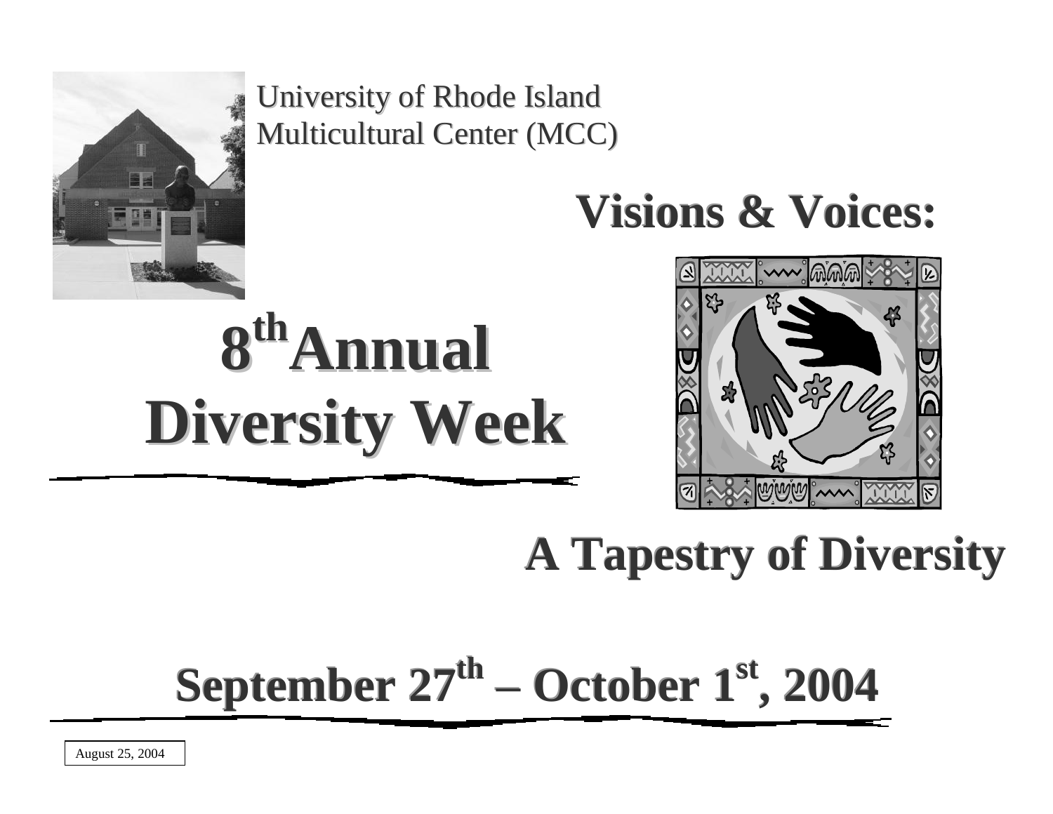University of Rhode Island
Multicultural Center (MCC)

# Visions & Voices:

# 8th Annual Diversity Week

## A Tapestry of Diversity

## September 27th – October 1st, 2004

August 25, 2004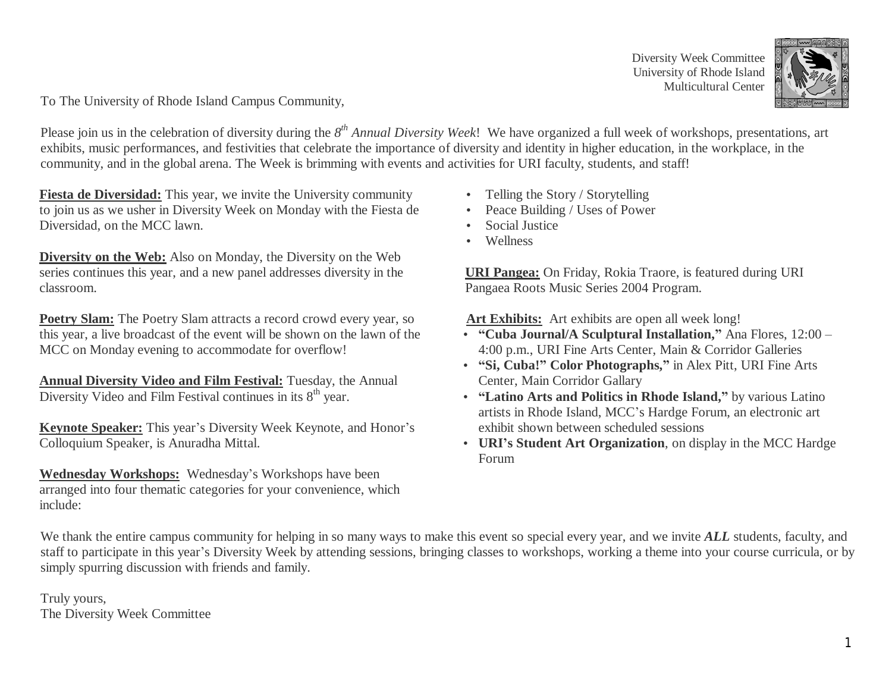Diversity Week Committee
University of Rhode Island
Multicultural Center

To The University of Rhode Island Campus Community,

Please join us in the celebration of diversity during the *8th Annual Diversity Week*! We have organized a full week of workshops, presentations, art exhibits, music performances, and festivities that celebrate the importance of diversity and identity in higher education, in the workplace, in the community, and in the global arena. The Week is brimming with events and activities for URI faculty, students, and staff!

**Fiesta de Diversidad:** This year, we invite the University community to join us as we usher in Diversity Week on Monday with the Fiesta de Diversidad, on the MCC lawn.

**Diversity on the Web:** Also on Monday, the Diversity on the Web series continues this year, and a new panel addresses diversity in the classroom.

**Poetry Slam:** The Poetry Slam attracts a record crowd every year, so this year, a live broadcast of the event will be shown on the lawn of the MCC on Monday evening to accommodate for overflow!

**Annual Diversity Video and Film Festival:** Tuesday, the Annual Diversity Video and Film Festival continues in its 8th year.

**Keynote Speaker:** This year's Diversity Week Keynote, and Honor's Colloquium Speaker, is Anuradha Mittal.

**Wednesday Workshops:** Wednesday's Workshops have been arranged into four thematic categories for your convenience, which include:

- Telling the Story / Storytelling
- Peace Building / Uses of Power
- Social Justice
- Wellness

**URI Pangea:** On Friday, Rokia Traore, is featured during URI Pangaea Roots Music Series 2004 Program.

**Art Exhibits:** Art exhibits are open all week long!

- **"Cuba Journal/A Sculptural Installation,"** Ana Flores, 12:00 – 4:00 p.m., URI Fine Arts Center, Main & Corridor Galleries
- **"Si, Cuba!" Color Photographs,"** in Alex Pitt, URI Fine Arts Center, Main Corridor Gallary
- **"Latino Arts and Politics in Rhode Island,"** by various Latino artists in Rhode Island, MCC's Hardge Forum, an electronic art exhibit shown between scheduled sessions
- **URI's Student Art Organization**, on display in the MCC Hardge Forum

We thank the entire campus community for helping in so many ways to make this event so special every year, and we invite ***ALL*** students, faculty, and staff to participate in this year's Diversity Week by attending sessions, bringing classes to workshops, working a theme into your course curricula, or by simply spurring discussion with friends and family.

Truly yours,
The Diversity Week Committee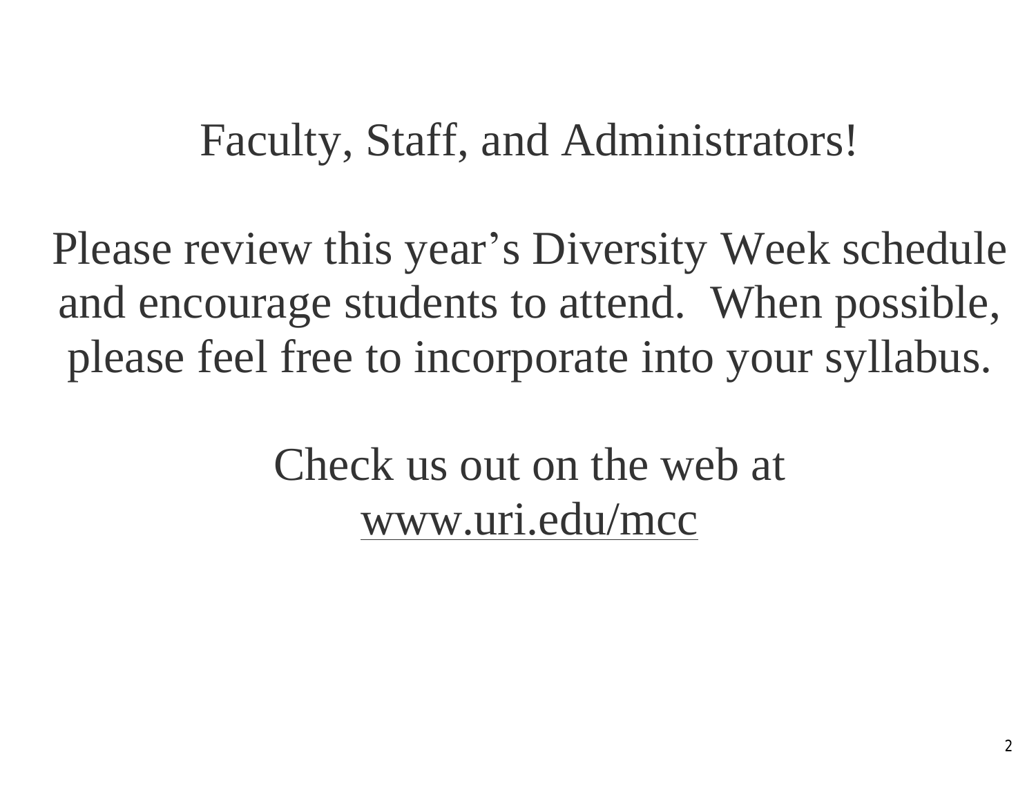Faculty, Staff, and Administrators!

Please review this year's Diversity Week schedule and encourage students to attend. When possible, please feel free to incorporate into your syllabus.

Check us out on the web at www.uri.edu/mcc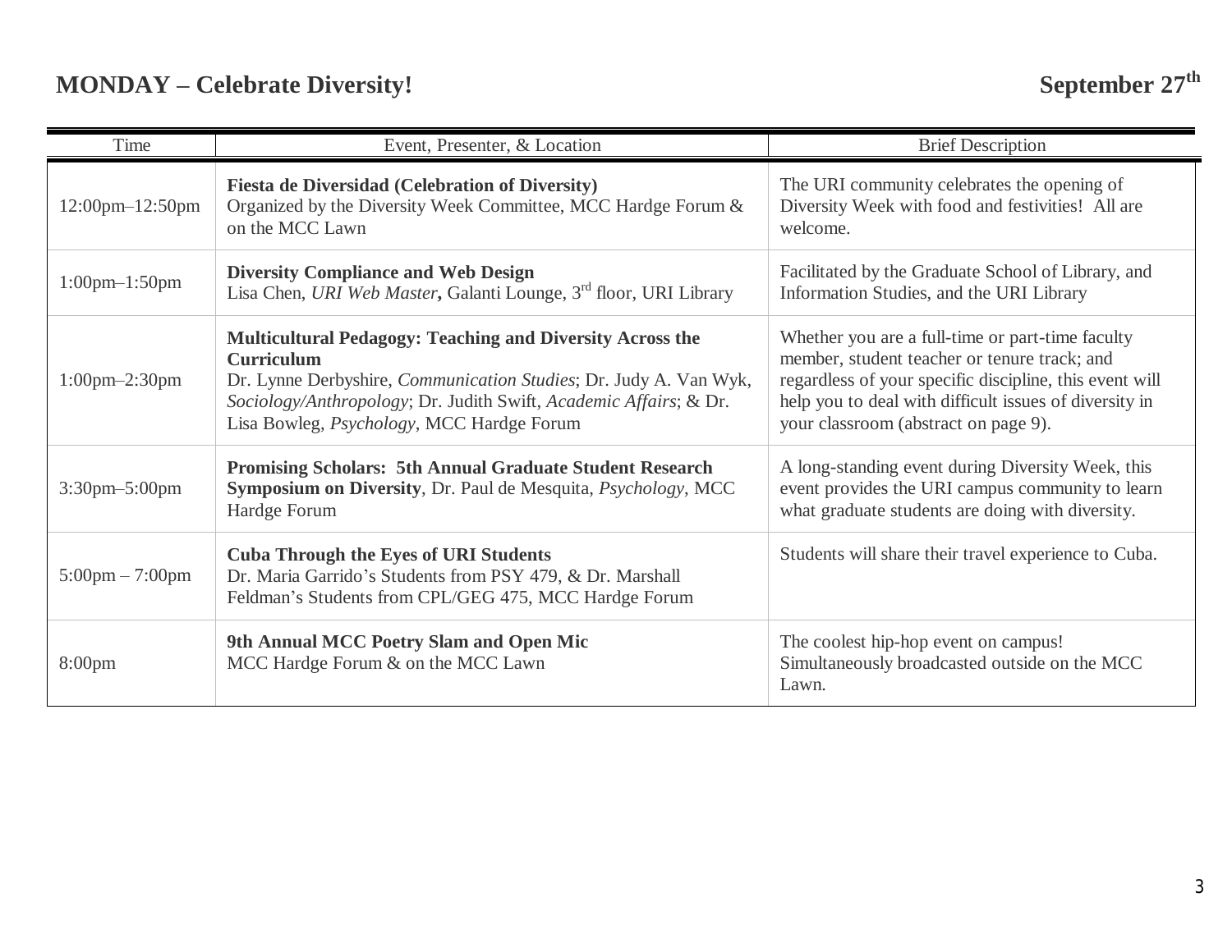## MONDAY – Celebrate Diversity! September 27th

| Time | Event, Presenter, & Location | Brief Description |
|---|---|---|
| 12:00pm–12:50pm | **Fiesta de Diversidad (Celebration of Diversity)** Organized by the Diversity Week Committee, MCC Hardge Forum & on the MCC Lawn | The URI community celebrates the opening of Diversity Week with food and festivities! All are welcome. |
| 1:00pm–1:50pm | **Diversity Compliance and Web Design** Lisa Chen, *URI Web Master*, Galanti Lounge, 3rd floor, URI Library | Facilitated by the Graduate School of Library, and Information Studies, and the URI Library |
| 1:00pm–2:30pm | **Multicultural Pedagogy: Teaching and Diversity Across the Curriculum** Dr. Lynne Derbyshire, *Communication Studies*; Dr. Judy A. Van Wyk, *Sociology/Anthropology*; Dr. Judith Swift, *Academic Affairs*; & Dr. Lisa Bowleg, *Psychology*, MCC Hardge Forum | Whether you are a full-time or part-time faculty member, student teacher or tenure track; and regardless of your specific discipline, this event will help you to deal with difficult issues of diversity in your classroom (abstract on page 9). |
| 3:30pm–5:00pm | **Promising Scholars: 5th Annual Graduate Student Research Symposium on Diversity**, Dr. Paul de Mesquita, *Psychology*, MCC Hardge Forum | A long-standing event during Diversity Week, this event provides the URI campus community to learn what graduate students are doing with diversity. |
| 5:00pm – 7:00pm | **Cuba Through the Eyes of URI Students** Dr. Maria Garrido's Students from PSY 479, & Dr. Marshall Feldman's Students from CPL/GEG 475, MCC Hardge Forum | Students will share their travel experience to Cuba. |
| 8:00pm | **9th Annual MCC Poetry Slam and Open Mic** MCC Hardge Forum & on the MCC Lawn | The coolest hip-hop event on campus! Simultaneously broadcasted outside on the MCC Lawn. |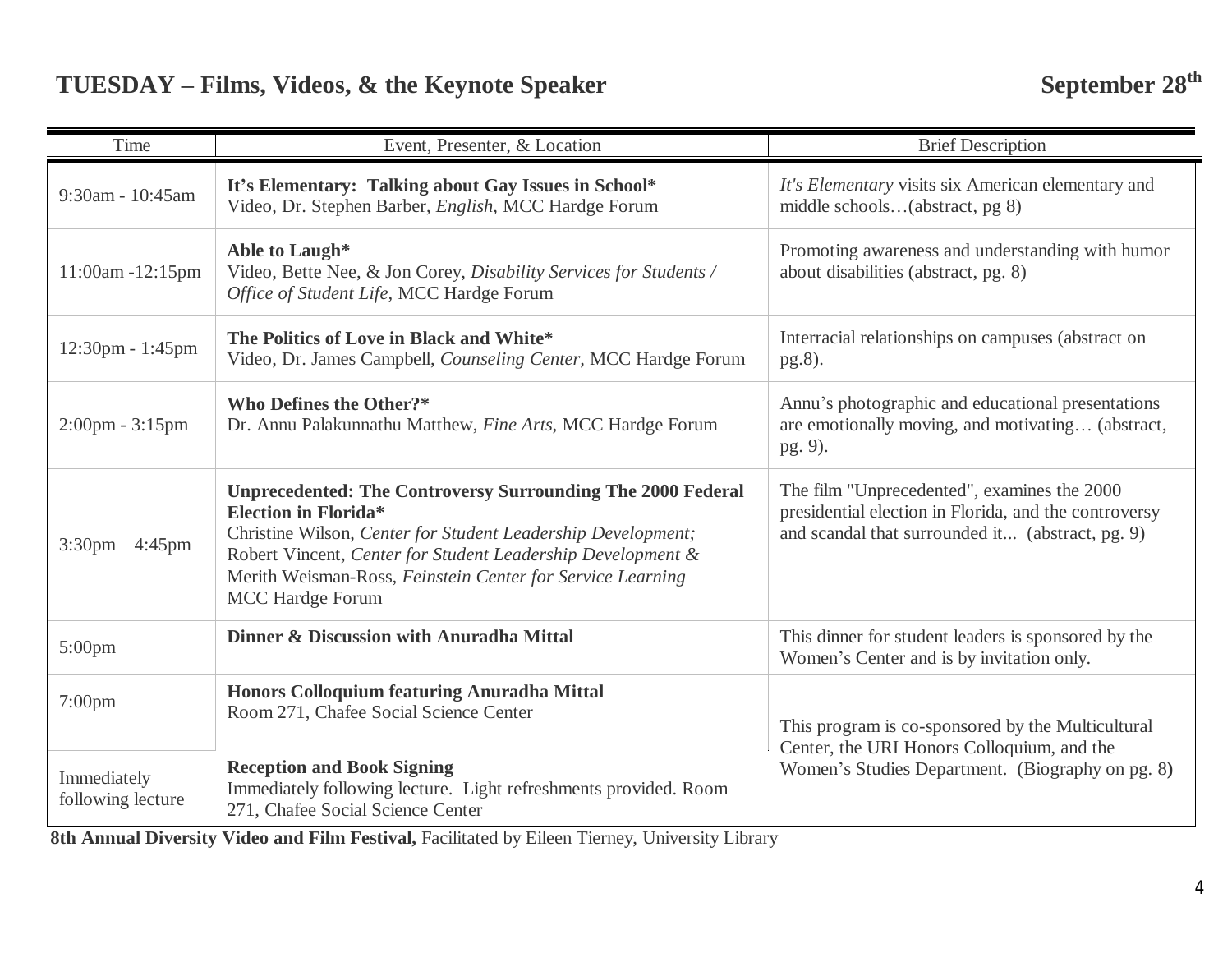## TUESDAY – Films, Videos, & the Keynote Speaker — September 28th

| Time | Event, Presenter, & Location | Brief Description |
| --- | --- | --- |
| 9:30am - 10:45am | **It's Elementary: Talking about Gay Issues in School*** Video, Dr. Stephen Barber, *English*, MCC Hardge Forum | *It's Elementary* visits six American elementary and middle schools…(abstract, pg 8) |
| 11:00am -12:15pm | **Able to Laugh*** Video, Bette Nee, & Jon Corey, *Disability Services for Students / Office of Student Life*, MCC Hardge Forum | Promoting awareness and understanding with humor about disabilities (abstract, pg. 8) |
| 12:30pm - 1:45pm | **The Politics of Love in Black and White*** Video, Dr. James Campbell, *Counseling Center*, MCC Hardge Forum | Interracial relationships on campuses (abstract on pg.8). |
| 2:00pm - 3:15pm | **Who Defines the Other?*** Dr. Annu Palakunnathu Matthew, *Fine Arts*, MCC Hardge Forum | Annu's photographic and educational presentations are emotionally moving, and motivating… (abstract, pg. 9). |
| 3:30pm – 4:45pm | **Unprecedented: The Controversy Surrounding The 2000 Federal Election in Florida*** Christine Wilson, *Center for Student Leadership Development;* Robert Vincent, *Center for Student Leadership Development &* Merith Weisman-Ross, *Feinstein Center for Service Learning* MCC Hardge Forum | The film "Unprecedented", examines the 2000 presidential election in Florida, and the controversy and scandal that surrounded it... (abstract, pg. 9) |
| 5:00pm | **Dinner & Discussion with Anuradha Mittal** | This dinner for student leaders is sponsored by the Women's Center and is by invitation only. |
| 7:00pm | **Honors Colloquium featuring Anuradha Mittal** Room 271, Chafee Social Science Center | This program is co-sponsored by the Multicultural Center, the URI Honors Colloquium, and the Women's Studies Department. (Biography on pg. 8) |
| Immediately following lecture | **Reception and Book Signing** Immediately following lecture. Light refreshments provided. Room 271, Chafee Social Science Center | |

**8th Annual Diversity Video and Film Festival,** Facilitated by Eileen Tierney, University Library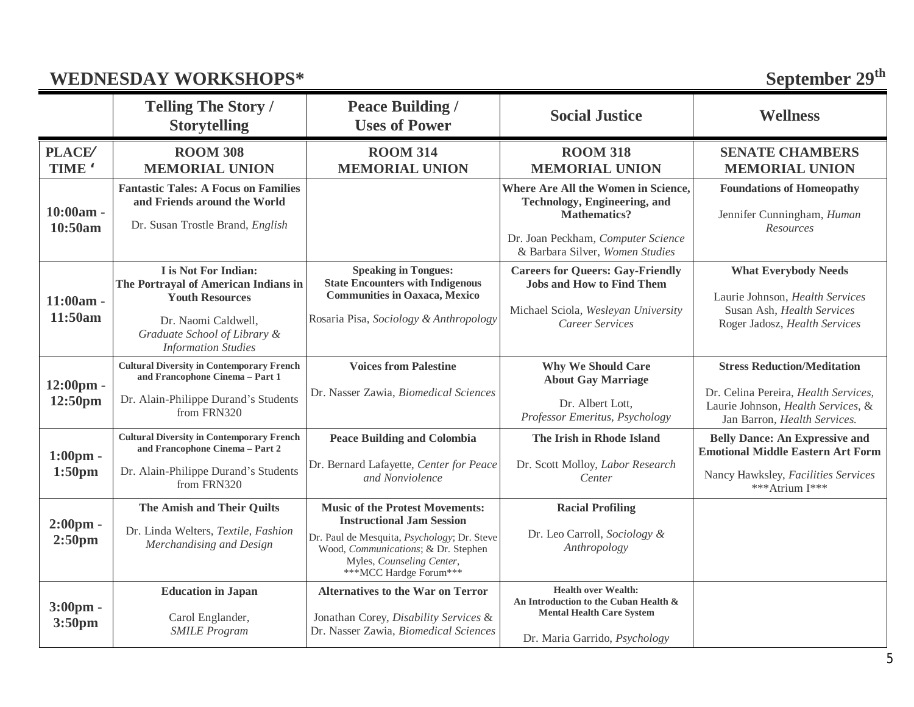## WEDNESDAY WORKSHOPS* — September 29th

| | Telling The Story / Storytelling | Peace Building / Uses of Power | Social Justice | Wellness |
|---|---|---|---|---|
| **PLACE/ TIME ‘** | **ROOM 308 MEMORIAL UNION** | **ROOM 314 MEMORIAL UNION** | **ROOM 318 MEMORIAL UNION** | **SENATE CHAMBERS MEMORIAL UNION** |
| **10:00am - 10:50am** | **Fantastic Tales: A Focus on Families and Friends around the World** <br> Dr. Susan Trostle Brand, *English* | | **Where Are All the Women in Science, Technology, Engineering, and Mathematics?** <br> Dr. Joan Peckham, *Computer Science* & Barbara Silver, *Women Studies* | **Foundations of Homeopathy** <br> Jennifer Cunningham, *Human Resources* |
| **11:00am - 11:50am** | **I is Not For Indian: The Portrayal of American Indians in Youth Resources** <br> Dr. Naomi Caldwell, *Graduate School of Library & Information Studies* | **Speaking in Tongues: State Encounters with Indigenous Communities in Oaxaca, Mexico** <br> Rosaria Pisa, *Sociology & Anthropology* | **Careers for Queers: Gay-Friendly Jobs and How to Find Them** <br> Michael Sciola, *Wesleyan University Career Services* | **What Everybody Needs** <br> Laurie Johnson, *Health Services* <br> Susan Ash, *Health Services* <br> Roger Jadosz, *Health Services* |
| **12:00pm - 12:50pm** | **Cultural Diversity in Contemporary French and Francophone Cinema – Part 1** <br> Dr. Alain-Philippe Durand's Students from FRN320 | **Voices from Palestine** <br> Dr. Nasser Zawia, *Biomedical Sciences* | **Why We Should Care About Gay Marriage** <br> Dr. Albert Lott, *Professor Emeritus, Psychology* | **Stress Reduction/Meditation** <br> Dr. Celina Pereira, *Health Services,* Laurie Johnson, *Health Services*, & Jan Barron, *Health Services.* |
| **1:00pm - 1:50pm** | **Cultural Diversity in Contemporary French and Francophone Cinema – Part 2** <br> Dr. Alain-Philippe Durand's Students from FRN320 | **Peace Building and Colombia** <br> Dr. Bernard Lafayette, *Center for Peace and Nonviolence* | **The Irish in Rhode Island** <br> Dr. Scott Molloy, *Labor Research Center* | **Belly Dance: An Expressive and Emotional Middle Eastern Art Form** <br> Nancy Hawksley, *Facilities Services* <br> ***Atrium I*** |
| **2:00pm - 2:50pm** | **The Amish and Their Quilts** <br> Dr. Linda Welters, *Textile, Fashion Merchandising and Design* | **Music of the Protest Movements: Instructional Jam Session** <br> Dr. Paul de Mesquita, *Psychology*; Dr. Steve Wood, *Communications*; & Dr. Stephen Myles, *Counseling Center*, <br> ***MCC Hardge Forum*** | **Racial Profiling** <br> Dr. Leo Carroll, *Sociology & Anthropology* | |
| **3:00pm - 3:50pm** | **Education in Japan** <br> Carol Englander, *SMILE Program* | **Alternatives to the War on Terror** <br> Jonathan Corey, *Disability Services* & Dr. Nasser Zawia, *Biomedical Sciences* | **Health over Wealth: An Introduction to the Cuban Health & Mental Health Care System** <br> Dr. Maria Garrido, *Psychology* | |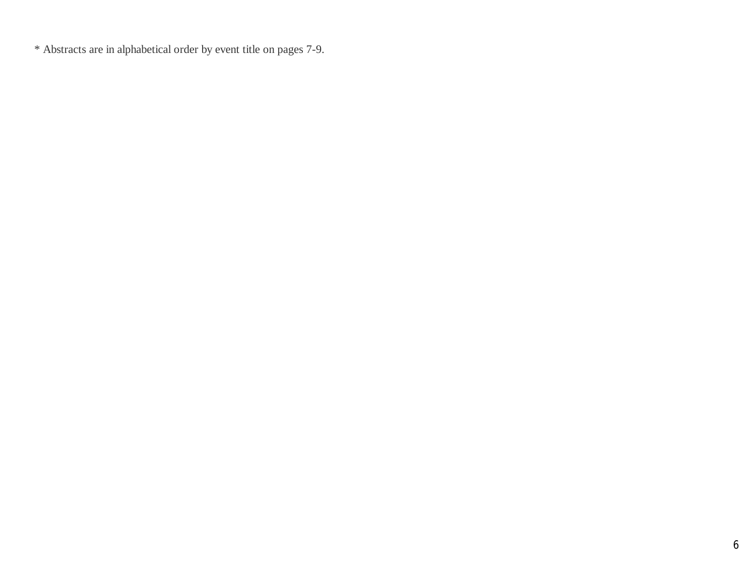* Abstracts are in alphabetical order by event title on pages 7-9.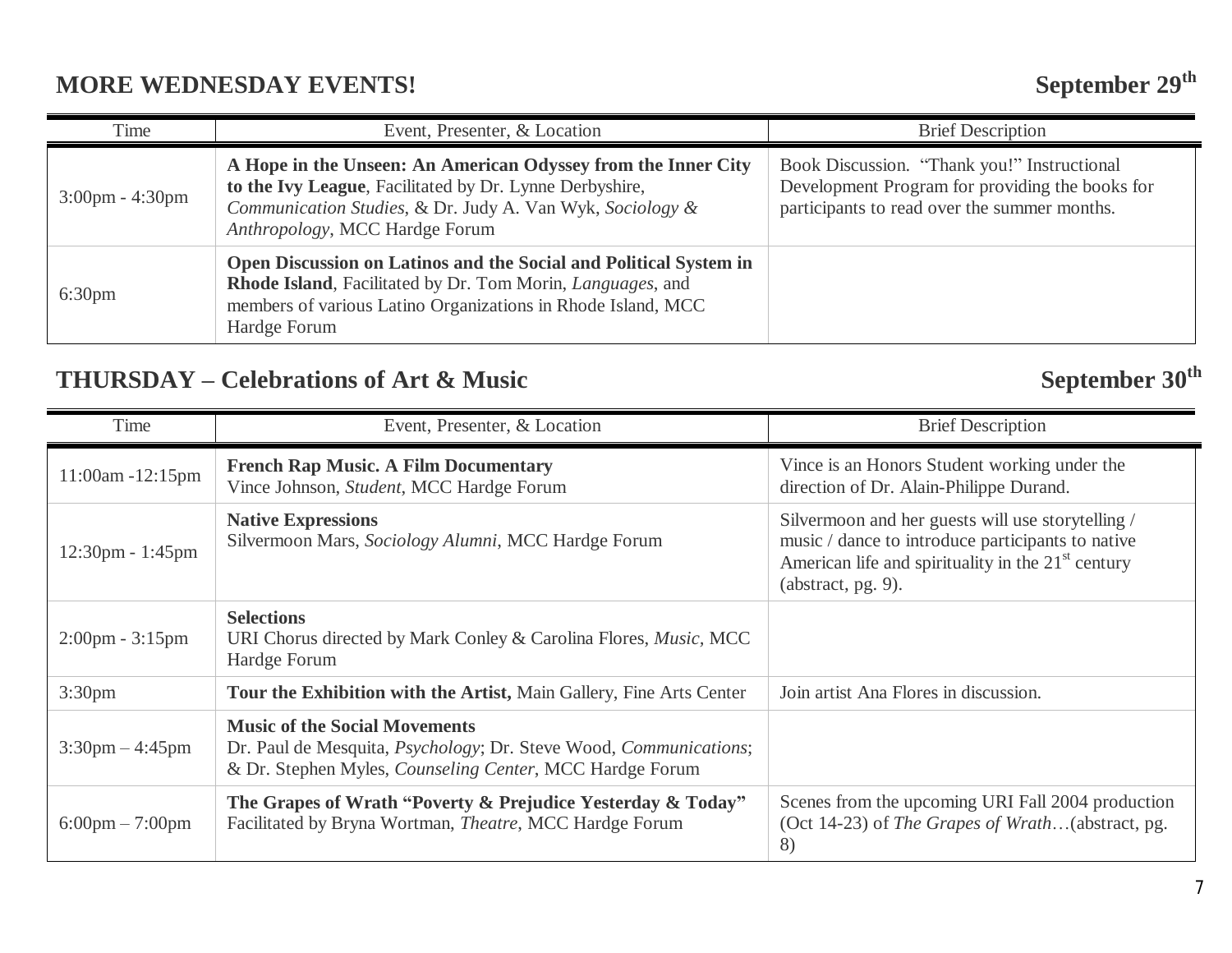## MORE WEDNESDAY EVENTS! September 29th

| Time | Event, Presenter, & Location | Brief Description |
|---|---|---|
| 3:00pm - 4:30pm | **A Hope in the Unseen: An American Odyssey from the Inner City to the Ivy League**, Facilitated by Dr. Lynne Derbyshire, *Communication Studies*, & Dr. Judy A. Van Wyk, *Sociology & Anthropology*, MCC Hardge Forum | Book Discussion. "Thank you!" Instructional Development Program for providing the books for participants to read over the summer months. |
| 6:30pm | **Open Discussion on Latinos and the Social and Political System in Rhode Island**, Facilitated by Dr. Tom Morin, *Languages*, and members of various Latino Organizations in Rhode Island, MCC Hardge Forum | |

## THURSDAY – Celebrations of Art & Music September 30th

| Time | Event, Presenter, & Location | Brief Description |
|---|---|---|
| 11:00am -12:15pm | **French Rap Music. A Film Documentary** Vince Johnson, *Student*, MCC Hardge Forum | Vince is an Honors Student working under the direction of Dr. Alain-Philippe Durand. |
| 12:30pm - 1:45pm | **Native Expressions** Silvermoon Mars, *Sociology Alumni*, MCC Hardge Forum | Silvermoon and her guests will use storytelling / music / dance to introduce participants to native American life and spirituality in the 21st century (abstract, pg. 9). |
| 2:00pm - 3:15pm | **Selections** URI Chorus directed by Mark Conley & Carolina Flores, *Music*, MCC Hardge Forum | |
| 3:30pm | **Tour the Exhibition with the Artist,** Main Gallery, Fine Arts Center | Join artist Ana Flores in discussion. |
| 3:30pm – 4:45pm | **Music of the Social Movements** Dr. Paul de Mesquita, *Psychology*; Dr. Steve Wood, *Communications*; & Dr. Stephen Myles, *Counseling Center*, MCC Hardge Forum | |
| 6:00pm – 7:00pm | **The Grapes of Wrath "Poverty & Prejudice Yesterday & Today"** Facilitated by Bryna Wortman, *Theatre*, MCC Hardge Forum | Scenes from the upcoming URI Fall 2004 production (Oct 14-23) of *The Grapes of Wrath*…(abstract, pg. 8) |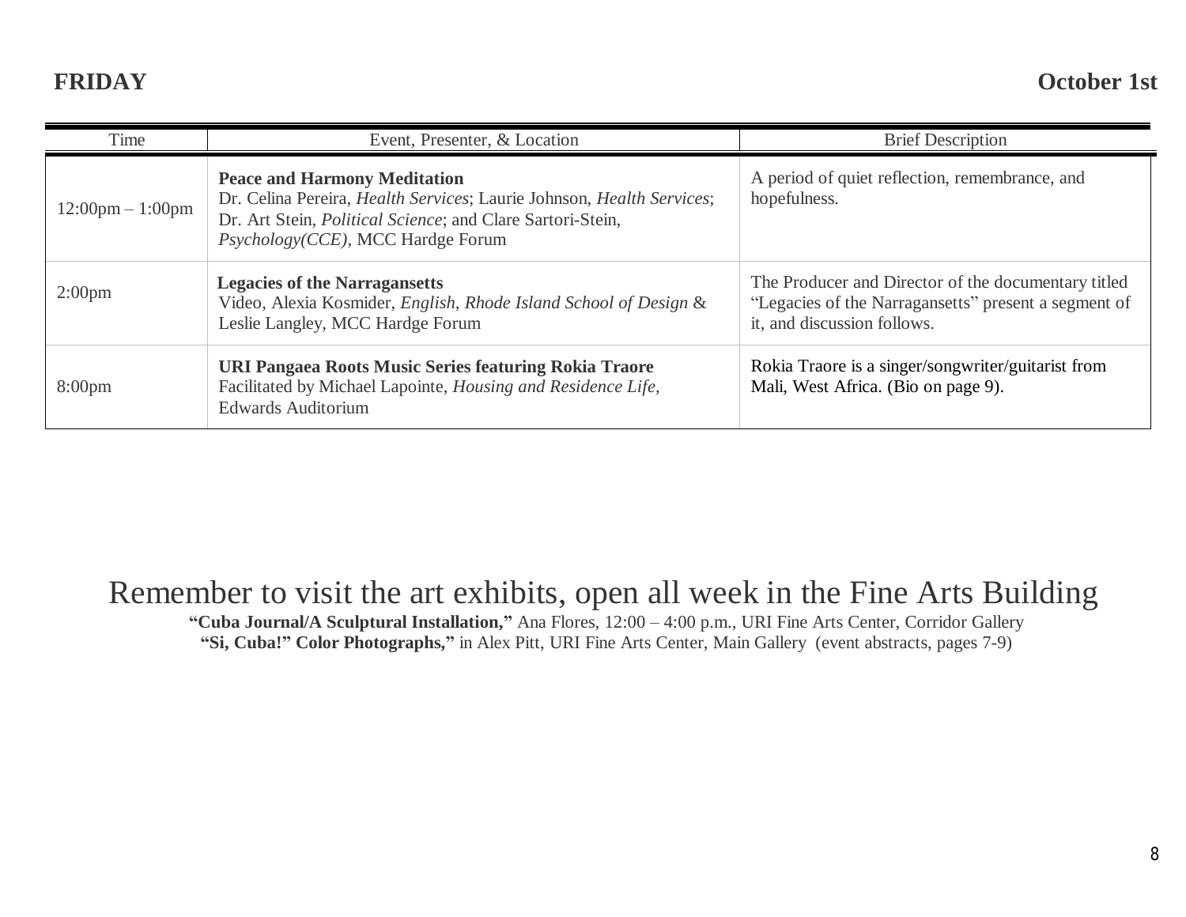**FRIDAY** **October 1st**

| Time | Event, Presenter, & Location | Brief Description |
| --- | --- | --- |
| 12:00pm – 1:00pm | **Peace and Harmony Meditation**<br>Dr. Celina Pereira, *Health Services*; Laurie Johnson, *Health Services*; Dr. Art Stein, *Political Science*; and Clare Sartori-Stein, *Psychology(CCE)*, MCC Hardge Forum | A period of quiet reflection, remembrance, and hopefulness. |
| 2:00pm | **Legacies of the Narragansetts**<br>Video, Alexia Kosmider, *English, Rhode Island School of Design* & Leslie Langley, MCC Hardge Forum | The Producer and Director of the documentary titled "Legacies of the Narragansetts" present a segment of it, and discussion follows. |
| 8:00pm | **URI Pangaea Roots Music Series featuring Rokia Traore**<br>Facilitated by Michael Lapointe, *Housing and Residence Life,* Edwards Auditorium | Rokia Traore is a singer/songwriter/guitarist from Mali, West Africa. (Bio on page 9). |

## Remember to visit the art exhibits, open all week in the Fine Arts Building

**"Cuba Journal/A Sculptural Installation,"** Ana Flores, 12:00 – 4:00 p.m., URI Fine Arts Center, Corridor Gallery
**"Si, Cuba!" Color Photographs,"** in Alex Pitt, URI Fine Arts Center, Main Gallery (event abstracts, pages 7-9)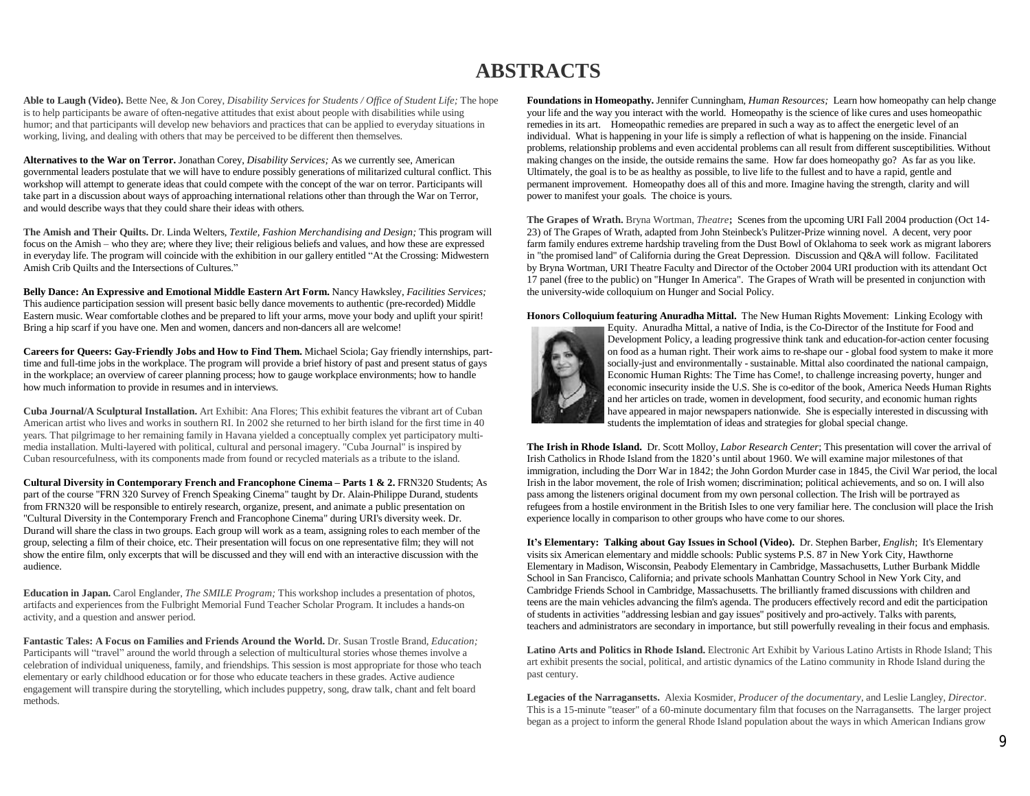# ABSTRACTS

**Able to Laugh (Video).** Bette Nee, & Jon Corey, *Disability Services for Students / Office of Student Life;* The hope is to help participants be aware of often-negative attitudes that exist about people with disabilities while using humor; and that participants will develop new behaviors and practices that can be applied to everyday situations in working, living, and dealing with others that may be perceived to be different then themselves.

**Alternatives to the War on Terror.** Jonathan Corey, *Disability Services;* As we currently see, American governmental leaders postulate that we will have to endure possibly generations of militarized cultural conflict. This workshop will attempt to generate ideas that could compete with the concept of the war on terror. Participants will take part in a discussion about ways of approaching international relations other than through the War on Terror, and would describe ways that they could share their ideas with others.

**The Amish and Their Quilts.** Dr. Linda Welters, *Textile, Fashion Merchandising and Design;* This program will focus on the Amish – who they are; where they live; their religious beliefs and values, and how these are expressed in everyday life. The program will coincide with the exhibition in our gallery entitled "At the Crossing: Midwestern Amish Crib Quilts and the Intersections of Cultures."

**Belly Dance: An Expressive and Emotional Middle Eastern Art Form.** Nancy Hawksley, *Facilities Services;* This audience participation session will present basic belly dance movements to authentic (pre-recorded) Middle Eastern music. Wear comfortable clothes and be prepared to lift your arms, move your body and uplift your spirit! Bring a hip scarf if you have one. Men and women, dancers and non-dancers all are welcome!

**Careers for Queers: Gay-Friendly Jobs and How to Find Them.** Michael Sciola; Gay friendly internships, part-time and full-time jobs in the workplace. The program will provide a brief history of past and present status of gays in the workplace; an overview of career planning process; how to gauge workplace environments; how to handle how much information to provide in resumes and in interviews.

**Cuba Journal/A Sculptural Installation.** Art Exhibit: Ana Flores; This exhibit features the vibrant art of Cuban American artist who lives and works in southern RI. In 2002 she returned to her birth island for the first time in 40 years. That pilgrimage to her remaining family in Havana yielded a conceptually complex yet participatory multi-media installation. Multi-layered with political, cultural and personal imagery. "Cuba Journal" is inspired by Cuban resourcefulness, with its components made from found or recycled materials as a tribute to the island.

**Cultural Diversity in Contemporary French and Francophone Cinema – Parts 1 & 2.** FRN320 Students; As part of the course "FRN 320 Survey of French Speaking Cinema" taught by Dr. Alain-Philippe Durand, students from FRN320 will be responsible to entirely research, organize, present, and animate a public presentation on "Cultural Diversity in the Contemporary French and Francophone Cinema" during URI's diversity week. Dr. Durand will share the class in two groups. Each group will work as a team, assigning roles to each member of the group, selecting a film of their choice, etc. Their presentation will focus on one representative film; they will not show the entire film, only excerpts that will be discussed and they will end with an interactive discussion with the audience.

**Education in Japan.** Carol Englander, *The SMILE Program;* This workshop includes a presentation of photos, artifacts and experiences from the Fulbright Memorial Fund Teacher Scholar Program. It includes a hands-on activity, and a question and answer period.

**Fantastic Tales: A Focus on Families and Friends Around the World.** Dr. Susan Trostle Brand, *Education;* Participants will "travel" around the world through a selection of multicultural stories whose themes involve a celebration of individual uniqueness, family, and friendships. This session is most appropriate for those who teach elementary or early childhood education or for those who educate teachers in these grades. Active audience engagement will transpire during the storytelling, which includes puppetry, song, draw talk, chant and felt board methods.

**Foundations in Homeopathy.** Jennifer Cunningham, *Human Resources;* Learn how homeopathy can help change your life and the way you interact with the world. Homeopathy is the science of like cures and uses homeopathic remedies in its art. Homeopathic remedies are prepared in such a way as to affect the energetic level of an individual. What is happening in your life is simply a reflection of what is happening on the inside. Financial problems, relationship problems and even accidental problems can all result from different susceptibilities. Without making changes on the inside, the outside remains the same. How far does homeopathy go? As far as you like. Ultimately, the goal is to be as healthy as possible, to live life to the fullest and to have a rapid, gentle and permanent improvement. Homeopathy does all of this and more. Imagine having the strength, clarity and will power to manifest your goals. The choice is yours.

**The Grapes of Wrath.** Bryna Wortman, *Theatre*; Scenes from the upcoming URI Fall 2004 production (Oct 14-23) of The Grapes of Wrath, adapted from John Steinbeck's Pulitzer-Prize winning novel. A decent, very poor farm family endures extreme hardship traveling from the Dust Bowl of Oklahoma to seek work as migrant laborers in "the promised land" of California during the Great Depression. Discussion and Q&A will follow. Facilitated by Bryna Wortman, URI Theatre Faculty and Director of the October 2004 URI production with its attendant Oct 17 panel (free to the public) on "Hunger In America". The Grapes of Wrath will be presented in conjunction with the university-wide colloquium on Hunger and Social Policy.

**Honors Colloquium featuring Anuradha Mittal.** The New Human Rights Movement: Linking Ecology with Equity. Anuradha Mittal, a native of India, is the Co-Director of the Institute for Food and Development Policy, a leading progressive think tank and education-for-action center focusing on food as a human right. Their work aims to re-shape our - global food system to make it more socially-just and environmentally - sustainable. Mittal also coordinated the national campaign, Economic Human Rights: The Time has Come!, to challenge increasing poverty, hunger and economic insecurity inside the U.S. She is co-editor of the book, America Needs Human Rights and her articles on trade, women in development, food security, and economic human rights have appeared in major newspapers nationwide. She is especially interested in discussing with students the implemtation of ideas and strategies for global special change.

**The Irish in Rhode Island.** Dr. Scott Molloy, *Labor Research Center*; This presentation will cover the arrival of Irish Catholics in Rhode Island from the 1820's until about 1960. We will examine major milestones of that immigration, including the Dorr War in 1842; the John Gordon Murder case in 1845, the Civil War period, the local Irish in the labor movement, the role of Irish women; discrimination; political achievements, and so on. I will also pass among the listeners original document from my own personal collection. The Irish will be portrayed as refugees from a hostile environment in the British Isles to one very familiar here. The conclusion will place the Irish experience locally in comparison to other groups who have come to our shores.

**It's Elementary: Talking about Gay Issues in School (Video).** Dr. Stephen Barber, *English*; It's Elementary visits six American elementary and middle schools: Public systems P.S. 87 in New York City, Hawthorne Elementary in Madison, Wisconsin, Peabody Elementary in Cambridge, Massachusetts, Luther Burbank Middle School in San Francisco, California; and private schools Manhattan Country School in New York City, and Cambridge Friends School in Cambridge, Massachusetts. The brilliantly framed discussions with children and teens are the main vehicles advancing the film's agenda. The producers effectively record and edit the participation of students in activities "addressing lesbian and gay issues" positively and pro-actively. Talks with parents, teachers and administrators are secondary in importance, but still powerfully revealing in their focus and emphasis.

**Latino Arts and Politics in Rhode Island.** Electronic Art Exhibit by Various Latino Artists in Rhode Island; This art exhibit presents the social, political, and artistic dynamics of the Latino community in Rhode Island during the past century.

**Legacies of the Narragansetts.** Alexia Kosmider, *Producer of the documentary*, and Leslie Langley, *Director*. This is a 15-minute "teaser" of a 60-minute documentary film that focuses on the Narragansetts. The larger project began as a project to inform the general Rhode Island population about the ways in which American Indians grow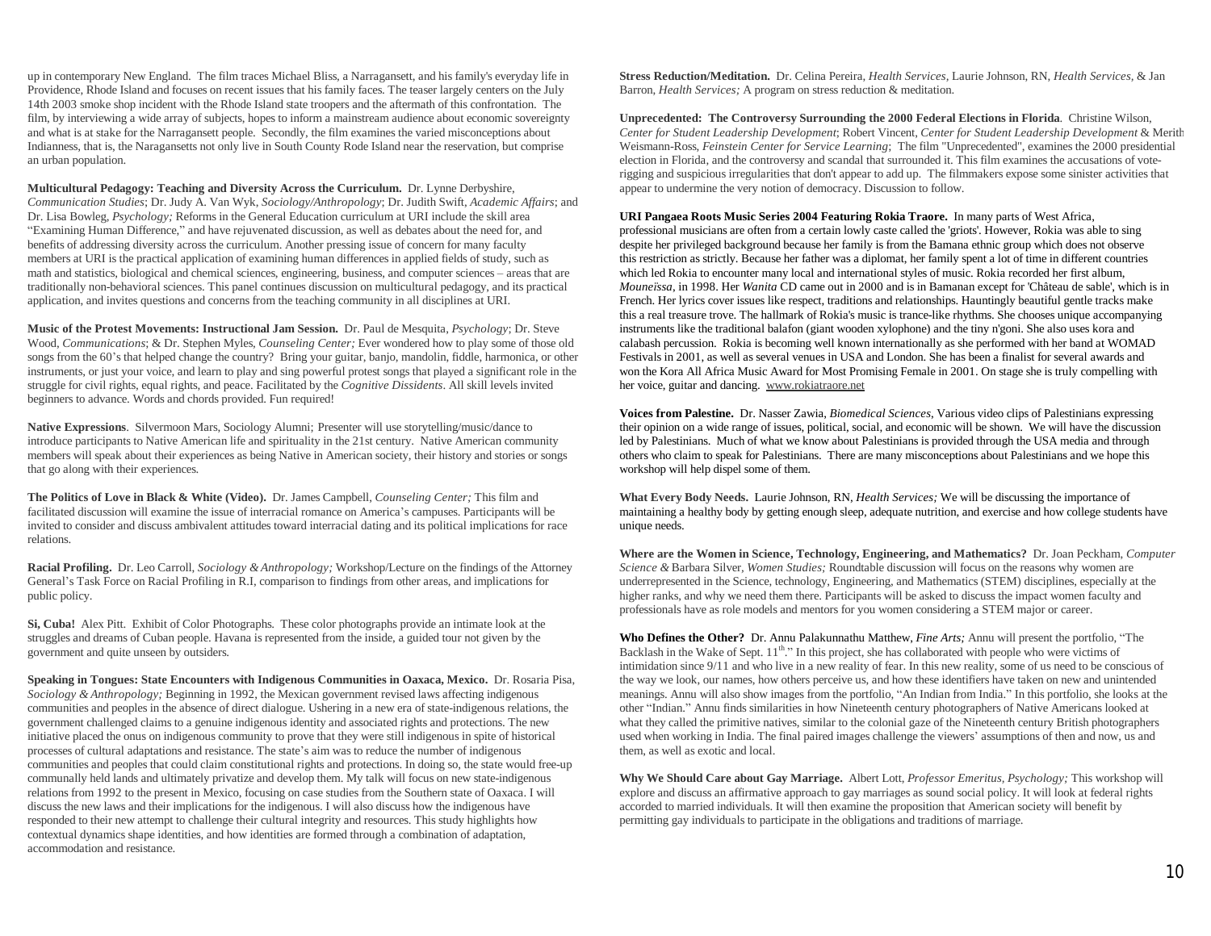up in contemporary New England. The film traces Michael Bliss, a Narragansett, and his family's everyday life in Providence, Rhode Island and focuses on recent issues that his family faces. The teaser largely centers on the July 14th 2003 smoke shop incident with the Rhode Island state troopers and the aftermath of this confrontation. The film, by interviewing a wide array of subjects, hopes to inform a mainstream audience about economic sovereignty and what is at stake for the Narragansett people. Secondly, the film examines the varied misconceptions about Indianness, that is, the Naragansetts not only live in South County Rode Island near the reservation, but comprise an urban population.

**Multicultural Pedagogy: Teaching and Diversity Across the Curriculum.** Dr. Lynne Derbyshire, *Communication Studies*; Dr. Judy A. Van Wyk, *Sociology/Anthropology*; Dr. Judith Swift, *Academic Affairs*; and Dr. Lisa Bowleg, *Psychology;* Reforms in the General Education curriculum at URI include the skill area "Examining Human Difference," and have rejuvenated discussion, as well as debates about the need for, and benefits of addressing diversity across the curriculum. Another pressing issue of concern for many faculty members at URI is the practical application of examining human differences in applied fields of study, such as math and statistics, biological and chemical sciences, engineering, business, and computer sciences – areas that are traditionally non-behavioral sciences. This panel continues discussion on multicultural pedagogy, and its practical application, and invites questions and concerns from the teaching community in all disciplines at URI.

**Music of the Protest Movements: Instructional Jam Session.** Dr. Paul de Mesquita, *Psychology*; Dr. Steve Wood, *Communications*; & Dr. Stephen Myles, *Counseling Center;* Ever wondered how to play some of those old songs from the 60's that helped change the country? Bring your guitar, banjo, mandolin, fiddle, harmonica, or other instruments, or just your voice, and learn to play and sing powerful protest songs that played a significant role in the struggle for civil rights, equal rights, and peace. Facilitated by the *Cognitive Dissidents*. All skill levels invited beginners to advance. Words and chords provided. Fun required!

**Native Expressions**. Silvermoon Mars, Sociology Alumni; Presenter will use storytelling/music/dance to introduce participants to Native American life and spirituality in the 21st century. Native American community members will speak about their experiences as being Native in American society, their history and stories or songs that go along with their experiences.

**The Politics of Love in Black & White (Video).** Dr. James Campbell, *Counseling Center;* This film and facilitated discussion will examine the issue of interracial romance on America's campuses. Participants will be invited to consider and discuss ambivalent attitudes toward interracial dating and its political implications for race relations.

**Racial Profiling.** Dr. Leo Carroll, *Sociology & Anthropology;* Workshop/Lecture on the findings of the Attorney General's Task Force on Racial Profiling in R.I, comparison to findings from other areas, and implications for public policy.

**Si, Cuba!** Alex Pitt. Exhibit of Color Photographs. These color photographs provide an intimate look at the struggles and dreams of Cuban people. Havana is represented from the inside, a guided tour not given by the government and quite unseen by outsiders.

**Speaking in Tongues: State Encounters with Indigenous Communities in Oaxaca, Mexico.** Dr. Rosaria Pisa, *Sociology & Anthropology;* Beginning in 1992, the Mexican government revised laws affecting indigenous communities and peoples in the absence of direct dialogue. Ushering in a new era of state-indigenous relations, the government challenged claims to a genuine indigenous identity and associated rights and protections. The new initiative placed the onus on indigenous community to prove that they were still indigenous in spite of historical processes of cultural adaptations and resistance. The state's aim was to reduce the number of indigenous communities and peoples that could claim constitutional rights and protections. In doing so, the state would free-up communally held lands and ultimately privatize and develop them. My talk will focus on new state-indigenous relations from 1992 to the present in Mexico, focusing on case studies from the Southern state of Oaxaca. I will discuss the new laws and their implications for the indigenous. I will also discuss how the indigenous have responded to their new attempt to challenge their cultural integrity and resources. This study highlights how contextual dynamics shape identities, and how identities are formed through a combination of adaptation, accommodation and resistance.

**Stress Reduction/Meditation.** Dr. Celina Pereira, *Health Services*, Laurie Johnson, RN, *Health Services,* & Jan Barron, *Health Services;* A program on stress reduction & meditation.

**Unprecedented: The Controversy Surrounding the 2000 Federal Elections in Florida**. Christine Wilson, *Center for Student Leadership Development*; Robert Vincent, *Center for Student Leadership Development* & Merith Weismann-Ross, *Feinstein Center for Service Learning*; The film "Unprecedented", examines the 2000 presidential election in Florida, and the controversy and scandal that surrounded it. This film examines the accusations of vote-rigging and suspicious irregularities that don't appear to add up. The filmmakers expose some sinister activities that appear to undermine the very notion of democracy. Discussion to follow.

**URI Pangaea Roots Music Series 2004 Featuring Rokia Traore.** In many parts of West Africa, professional musicians are often from a certain lowly caste called the 'griots'. However, Rokia was able to sing despite her privileged background because her family is from the Bamana ethnic group which does not observe this restriction as strictly. Because her father was a diplomat, her family spent a lot of time in different countries which led Rokia to encounter many local and international styles of music. Rokia recorded her first album, *Mouneïssa*, in 1998. Her *Wanita* CD came out in 2000 and is in Bamanan except for 'Château de sable', which is in French. Her lyrics cover issues like respect, traditions and relationships. Hauntingly beautiful gentle tracks make this a real treasure trove. The hallmark of Rokia's music is trance-like rhythms. She chooses unique accompanying instruments like the traditional balafon (giant wooden xylophone) and the tiny n'goni. She also uses kora and calabash percussion. Rokia is becoming well known internationally as she performed with her band at WOMAD Festivals in 2001, as well as several venues in USA and London. She has been a finalist for several awards and won the Kora All Africa Music Award for Most Promising Female in 2001. On stage she is truly compelling with her voice, guitar and dancing. www.rokiatraore.net

**Voices from Palestine.** Dr. Nasser Zawia, *Biomedical Sciences,* Various video clips of Palestinians expressing their opinion on a wide range of issues, political, social, and economic will be shown. We will have the discussion led by Palestinians. Much of what we know about Palestinians is provided through the USA media and through others who claim to speak for Palestinians. There are many misconceptions about Palestinians and we hope this workshop will help dispel some of them.

**What Every Body Needs.** Laurie Johnson, RN, *Health Services;* We will be discussing the importance of maintaining a healthy body by getting enough sleep, adequate nutrition, and exercise and how college students have unique needs.

**Where are the Women in Science, Technology, Engineering, and Mathematics?** Dr. Joan Peckham, *Computer Science &* Barbara Silver, *Women Studies;* Roundtable discussion will focus on the reasons why women are underrepresented in the Science, technology, Engineering, and Mathematics (STEM) disciplines, especially at the higher ranks, and why we need them there. Participants will be asked to discuss the impact women faculty and professionals have as role models and mentors for you women considering a STEM major or career.

**Who Defines the Other?** Dr. Annu Palakunnathu Matthew, *Fine Arts;* Annu will present the portfolio, "The Backlash in the Wake of Sept. 11th." In this project, she has collaborated with people who were victims of intimidation since 9/11 and who live in a new reality of fear. In this new reality, some of us need to be conscious of the way we look, our names, how others perceive us, and how these identifiers have taken on new and unintended meanings. Annu will also show images from the portfolio, "An Indian from India." In this portfolio, she looks at the other "Indian." Annu finds similarities in how Nineteenth century photographers of Native Americans looked at what they called the primitive natives, similar to the colonial gaze of the Nineteenth century British photographers used when working in India. The final paired images challenge the viewers' assumptions of then and now, us and them, as well as exotic and local.

**Why We Should Care about Gay Marriage.** Albert Lott, *Professor Emeritus, Psychology;* This workshop will explore and discuss an affirmative approach to gay marriages as sound social policy. It will look at federal rights accorded to married individuals. It will then examine the proposition that American society will benefit by permitting gay individuals to participate in the obligations and traditions of marriage.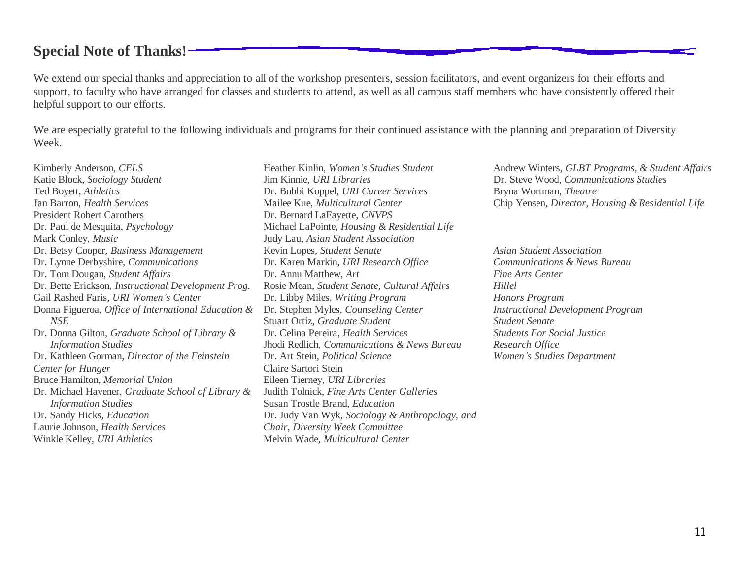## Special Note of Thanks!

We extend our special thanks and appreciation to all of the workshop presenters, session facilitators, and event organizers for their efforts and support, to faculty who have arranged for classes and students to attend, as well as all campus staff members who have consistently offered their helpful support to our efforts.

We are especially grateful to the following individuals and programs for their continued assistance with the planning and preparation of Diversity Week.

Kimberly Anderson, *CELS*
Katie Block, *Sociology Student*
Ted Boyett, *Athletics*
Jan Barron, *Health Services*
President Robert Carothers
Dr. Paul de Mesquita, *Psychology*
Mark Conley, *Music*
Dr. Betsy Cooper, *Business Management*
Dr. Lynne Derbyshire, *Communications*
Dr. Tom Dougan, *Student Affairs*
Dr. Bette Erickson, *Instructional Development Prog.*
Gail Rashed Faris, *URI Women's Center*
Donna Figueroa, *Office of International Education & NSE*
Dr. Donna Gilton, *Graduate School of Library & Information Studies*
Dr. Kathleen Gorman, *Director of the Feinstein Center for Hunger*
Bruce Hamilton, *Memorial Union*
Dr. Michael Havener, *Graduate School of Library & Information Studies*
Dr. Sandy Hicks, *Education*
Laurie Johnson, *Health Services*
Winkle Kelley, *URI Athletics*
Heather Kinlin, *Women's Studies Student*
Jim Kinnie, *URI Libraries*
Dr. Bobbi Koppel, *URI Career Services*
Mailee Kue, *Multicultural Center*
Dr. Bernard LaFayette, *CNVPS*
Michael LaPointe, *Housing & Residential Life*
Judy Lau, *Asian Student Association*
Kevin Lopes, *Student Senate*
Dr. Karen Markin, *URI Research Office*
Dr. Annu Matthew, *Art*
Rosie Mean, *Student Senate, Cultural Affairs*
Dr. Libby Miles, *Writing Program*
Dr. Stephen Myles, *Counseling Center*
Stuart Ortiz, *Graduate Student*
Dr. Celina Pereira, *Health Services*
Jhodi Redlich, *Communications & News Bureau*
Dr. Art Stein, *Political Science*
Claire Sartori Stein
Eileen Tierney, *URI Libraries*
Judith Tolnick, *Fine Arts Center Galleries*
Susan Trostle Brand, *Education*
Dr. Judy Van Wyk, *Sociology & Anthropology, and Chair, Diversity Week Committee*
Melvin Wade, *Multicultural Center*
Andrew Winters, *GLBT Programs, & Student Affairs*
Dr. Steve Wood, *Communications Studies*
Bryna Wortman, *Theatre*
Chip Yensen, *Director, Housing & Residential Life*

*Asian Student Association*
*Communications & News Bureau*
*Fine Arts Center*
*Hillel*
*Honors Program*
*Instructional Development Program*
*Student Senate*
*Students For Social Justice*
*Research Office*
*Women's Studies Department*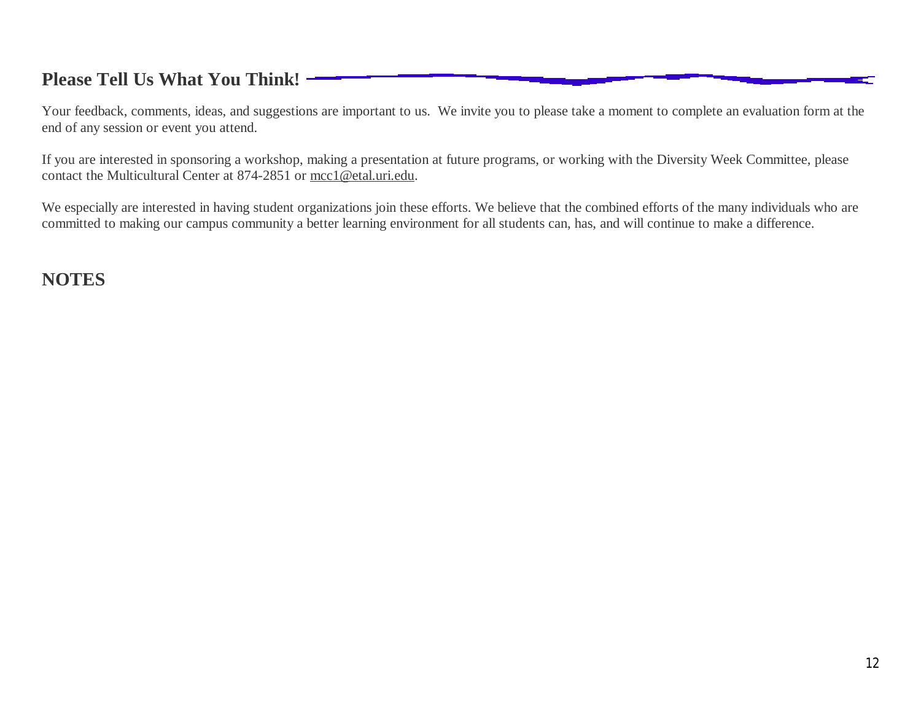## Please Tell Us What You Think!

Your feedback, comments, ideas, and suggestions are important to us. We invite you to please take a moment to complete an evaluation form at the end of any session or event you attend.

If you are interested in sponsoring a workshop, making a presentation at future programs, or working with the Diversity Week Committee, please contact the Multicultural Center at 874-2851 or mcc1@etal.uri.edu.

We especially are interested in having student organizations join these efforts. We believe that the combined efforts of the many individuals who are committed to making our campus community a better learning environment for all students can, has, and will continue to make a difference.

## NOTES